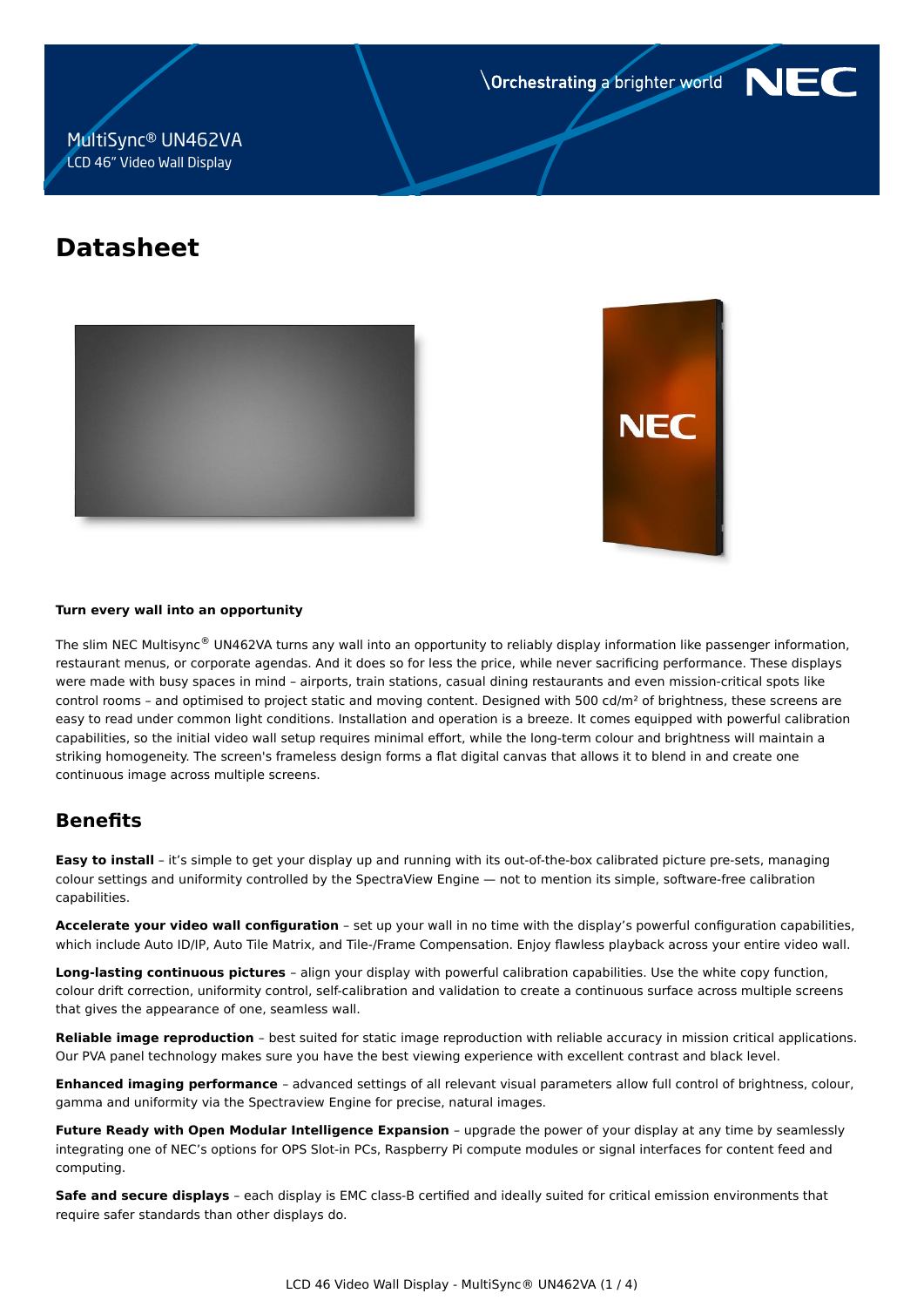MultiSync® UN462VA
LCD 46" Video Wall Display

\Orchestrating a brighter world

# Datasheet

**Turn every wall into an opportunity**

The slim NEC Multisync® UN462VA turns any wall into an opportunity to reliably display information like passenger information, restaurant menus, or corporate agendas. And it does so for less the price, while never sacrificing performance. These displays were made with busy spaces in mind – airports, train stations, casual dining restaurants and even mission-critical spots like control rooms – and optimised to project static and moving content. Designed with 500 cd/m² of brightness, these screens are easy to read under common light conditions. Installation and operation is a breeze. It comes equipped with powerful calibration capabilities, so the initial video wall setup requires minimal effort, while the long-term colour and brightness will maintain a striking homogeneity. The screen's frameless design forms a flat digital canvas that allows it to blend in and create one continuous image across multiple screens.

## Benefits

**Easy to install** – it's simple to get your display up and running with its out-of-the-box calibrated picture pre-sets, managing colour settings and uniformity controlled by the SpectraView Engine — not to mention its simple, software-free calibration capabilities.

**Accelerate your video wall configuration** – set up your wall in no time with the display's powerful configuration capabilities, which include Auto ID/IP, Auto Tile Matrix, and Tile-/Frame Compensation. Enjoy flawless playback across your entire video wall.

**Long-lasting continuous pictures** – align your display with powerful calibration capabilities. Use the white copy function, colour drift correction, uniformity control, self-calibration and validation to create a continuous surface across multiple screens that gives the appearance of one, seamless wall.

**Reliable image reproduction** – best suited for static image reproduction with reliable accuracy in mission critical applications. Our PVA panel technology makes sure you have the best viewing experience with excellent contrast and black level.

**Enhanced imaging performance** – advanced settings of all relevant visual parameters allow full control of brightness, colour, gamma and uniformity via the Spectraview Engine for precise, natural images.

**Future Ready with Open Modular Intelligence Expansion** – upgrade the power of your display at any time by seamlessly integrating one of NEC's options for OPS Slot-in PCs, Raspberry Pi compute modules or signal interfaces for content feed and computing.

**Safe and secure displays** – each display is EMC class-B certified and ideally suited for critical emission environments that require safer standards than other displays do.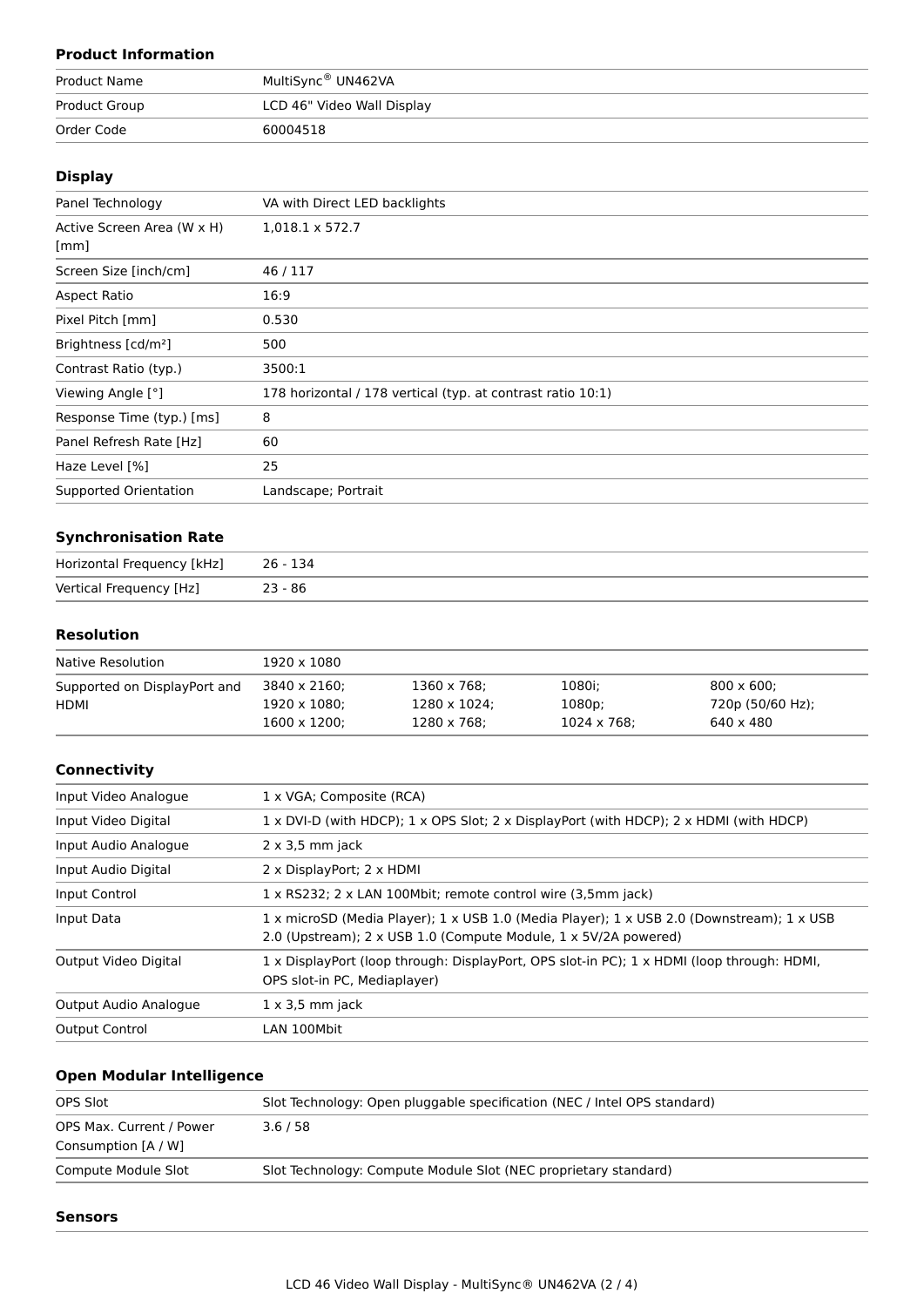### Product Information

| | |
|---|---|
| Product Name | MultiSync® UN462VA |
| Product Group | LCD 46" Video Wall Display |
| Order Code | 60004518 |

### Display

| | |
|---|---|
| Panel Technology | VA with Direct LED backlights |
| Active Screen Area (W x H) [mm] | 1,018.1 x 572.7 |
| Screen Size [inch/cm] | 46 / 117 |
| Aspect Ratio | 16:9 |
| Pixel Pitch [mm] | 0.530 |
| Brightness [cd/m²] | 500 |
| Contrast Ratio (typ.) | 3500:1 |
| Viewing Angle [°] | 178 horizontal / 178 vertical (typ. at contrast ratio 10:1) |
| Response Time (typ.) [ms] | 8 |
| Panel Refresh Rate [Hz] | 60 |
| Haze Level [%] | 25 |
| Supported Orientation | Landscape; Portrait |

### Synchronisation Rate

| | |
|---|---|
| Horizontal Frequency [kHz] | 26 - 134 |
| Vertical Frequency [Hz] | 23 - 86 |

### Resolution

| | | | | |
|---|---|---|---|---|
| Native Resolution | 1920 x 1080 | | | |
| Supported on DisplayPort and HDMI | 3840 x 2160; 1920 x 1080; 1600 x 1200; | 1360 x 768; 1280 x 1024; 1280 x 768; | 1080i; 1080p; 1024 x 768; | 800 x 600; 720p (50/60 Hz); 640 x 480 |

### Connectivity

| | |
|---|---|
| Input Video Analogue | 1 x VGA; Composite (RCA) |
| Input Video Digital | 1 x DVI-D (with HDCP); 1 x OPS Slot; 2 x DisplayPort (with HDCP); 2 x HDMI (with HDCP) |
| Input Audio Analogue | 2 x 3,5 mm jack |
| Input Audio Digital | 2 x DisplayPort; 2 x HDMI |
| Input Control | 1 x RS232; 2 x LAN 100Mbit; remote control wire (3,5mm jack) |
| Input Data | 1 x microSD (Media Player); 1 x USB 1.0 (Media Player); 1 x USB 2.0 (Downstream); 1 x USB 2.0 (Upstream); 2 x USB 1.0 (Compute Module, 1 x 5V/2A powered) |
| Output Video Digital | 1 x DisplayPort (loop through: DisplayPort, OPS slot-in PC); 1 x HDMI (loop through: HDMI, OPS slot-in PC, Mediaplayer) |
| Output Audio Analogue | 1 x 3,5 mm jack |
| Output Control | LAN 100Mbit |

### Open Modular Intelligence

| | |
|---|---|
| OPS Slot | Slot Technology: Open pluggable specification (NEC / Intel OPS standard) |
| OPS Max. Current / Power Consumption [A / W] | 3.6 / 58 |
| Compute Module Slot | Slot Technology: Compute Module Slot (NEC proprietary standard) |

### Sensors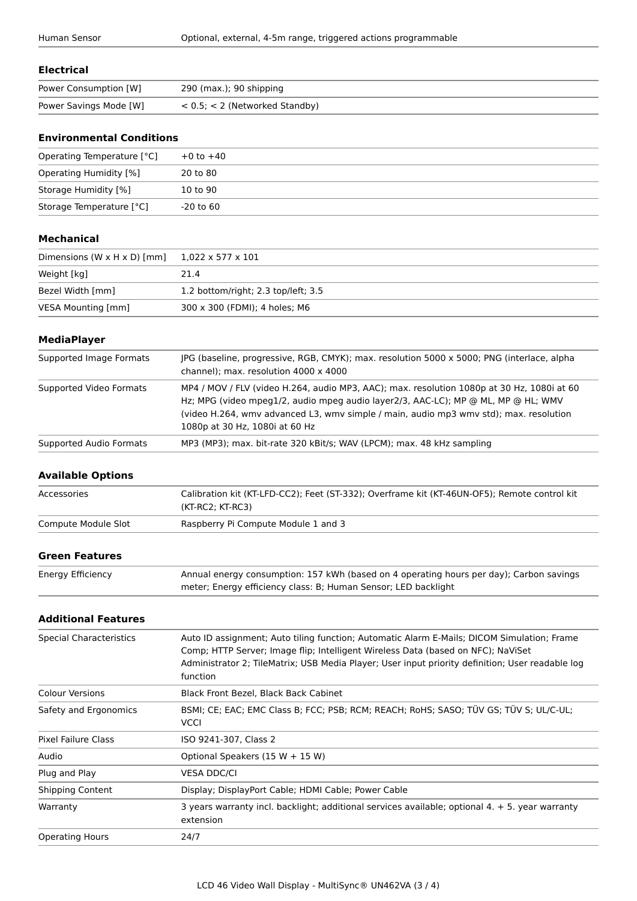| Human Sensor | Optional, external, 4-5m range, triggered actions programmable |
|---|---|

### Electrical

| Power Consumption [W] | 290 (max.); 90 shipping |
|---|---|
| Power Savings Mode [W] | < 0.5; < 2 (Networked Standby) |

### Environmental Conditions

| Operating Temperature [°C] | +0 to +40 |
|---|---|
| Operating Humidity [%] | 20 to 80 |
| Storage Humidity [%] | 10 to 90 |
| Storage Temperature [°C] | -20 to 60 |

### Mechanical

| Dimensions (W x H x D) [mm] | 1,022 x 577 x 101 |
|---|---|
| Weight [kg] | 21.4 |
| Bezel Width [mm] | 1.2 bottom/right; 2.3 top/left; 3.5 |
| VESA Mounting [mm] | 300 x 300 (FDMI); 4 holes; M6 |

### MediaPlayer

| Supported Image Formats | JPG (baseline, progressive, RGB, CMYK); max. resolution 5000 x 5000; PNG (interlace, alpha channel); max. resolution 4000 x 4000 |
|---|---|
| Supported Video Formats | MP4 / MOV / FLV (video H.264, audio MP3, AAC); max. resolution 1080p at 30 Hz, 1080i at 60 Hz; MPG (video mpeg1/2, audio mpeg audio layer2/3, AAC-LC); MP @ ML, MP @ HL; WMV (video H.264, wmv advanced L3, wmv simple / main, audio mp3 wmv std); max. resolution 1080p at 30 Hz, 1080i at 60 Hz |
| Supported Audio Formats | MP3 (MP3); max. bit-rate 320 kBit/s; WAV (LPCM); max. 48 kHz sampling |

### Available Options

| Accessories | Calibration kit (KT-LFD-CC2); Feet (ST-332); Overframe kit (KT-46UN-OF5); Remote control kit (KT-RC2; KT-RC3) |
|---|---|
| Compute Module Slot | Raspberry Pi Compute Module 1 and 3 |

### Green Features

| Energy Efficiency | Annual energy consumption: 157 kWh (based on 4 operating hours per day); Carbon savings meter; Energy efficiency class: B; Human Sensor; LED backlight |
|---|---|

### Additional Features

| Special Characteristics | Auto ID assignment; Auto tiling function; Automatic Alarm E-Mails; DICOM Simulation; Frame Comp; HTTP Server; Image flip; Intelligent Wireless Data (based on NFC); NaViSet Administrator 2; TileMatrix; USB Media Player; User input priority definition; User readable log function |
|---|---|
| Colour Versions | Black Front Bezel, Black Back Cabinet |
| Safety and Ergonomics | BSMI; CE; EAC; EMC Class B; FCC; PSB; RCM; REACH; RoHS; SASO; TÜV GS; TÜV S; UL/C-UL; VCCI |
| Pixel Failure Class | ISO 9241-307, Class 2 |
| Audio | Optional Speakers (15 W + 15 W) |
| Plug and Play | VESA DDC/CI |
| Shipping Content | Display; DisplayPort Cable; HDMI Cable; Power Cable |
| Warranty | 3 years warranty incl. backlight; additional services available; optional 4. + 5. year warranty extension |
| Operating Hours | 24/7 |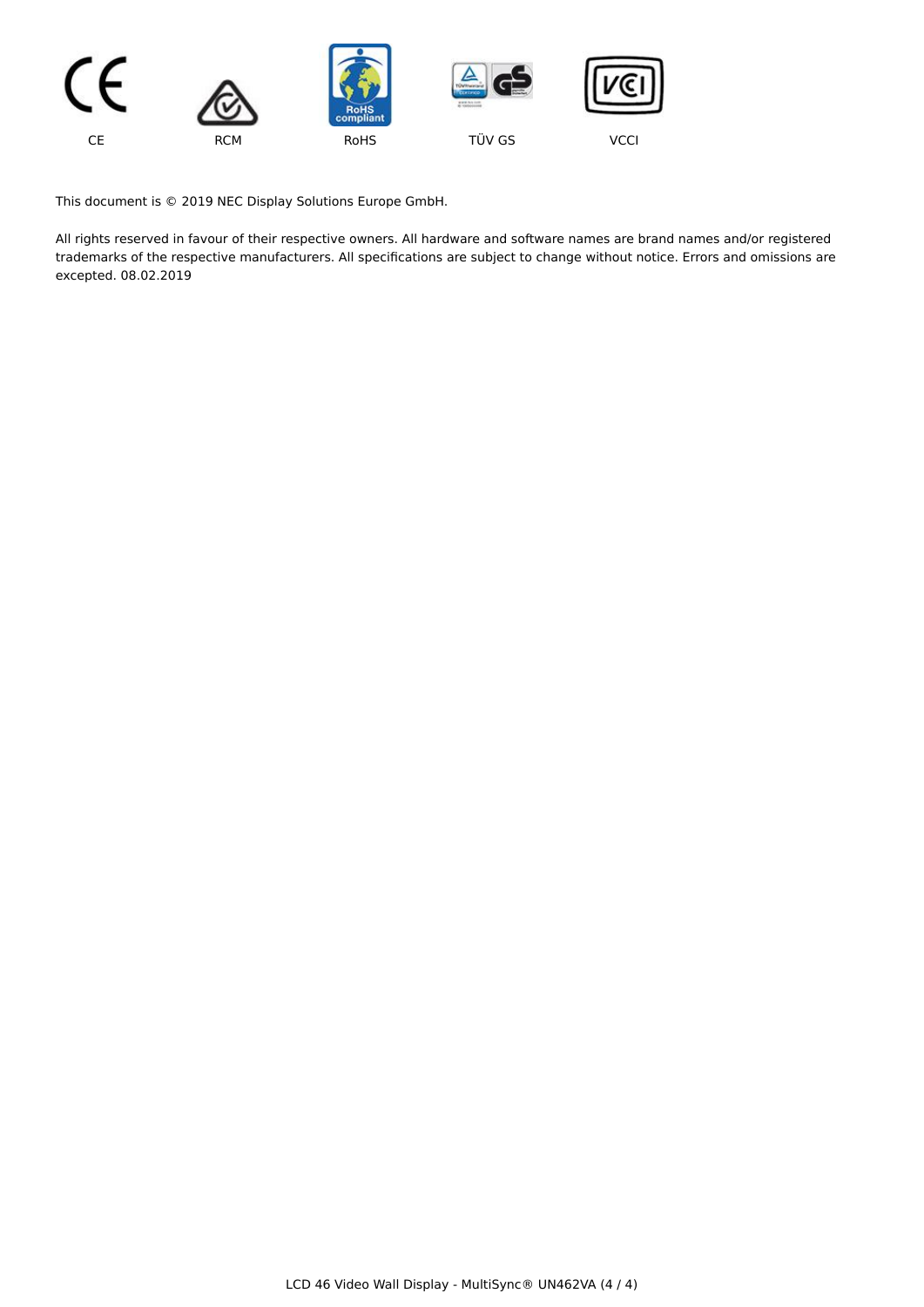CE RCM RoHS TÜV GS VCCI

This document is © 2019 NEC Display Solutions Europe GmbH.

All rights reserved in favour of their respective owners. All hardware and software names are brand names and/or registered trademarks of the respective manufacturers. All specifications are subject to change without notice. Errors and omissions are excepted. 08.02.2019